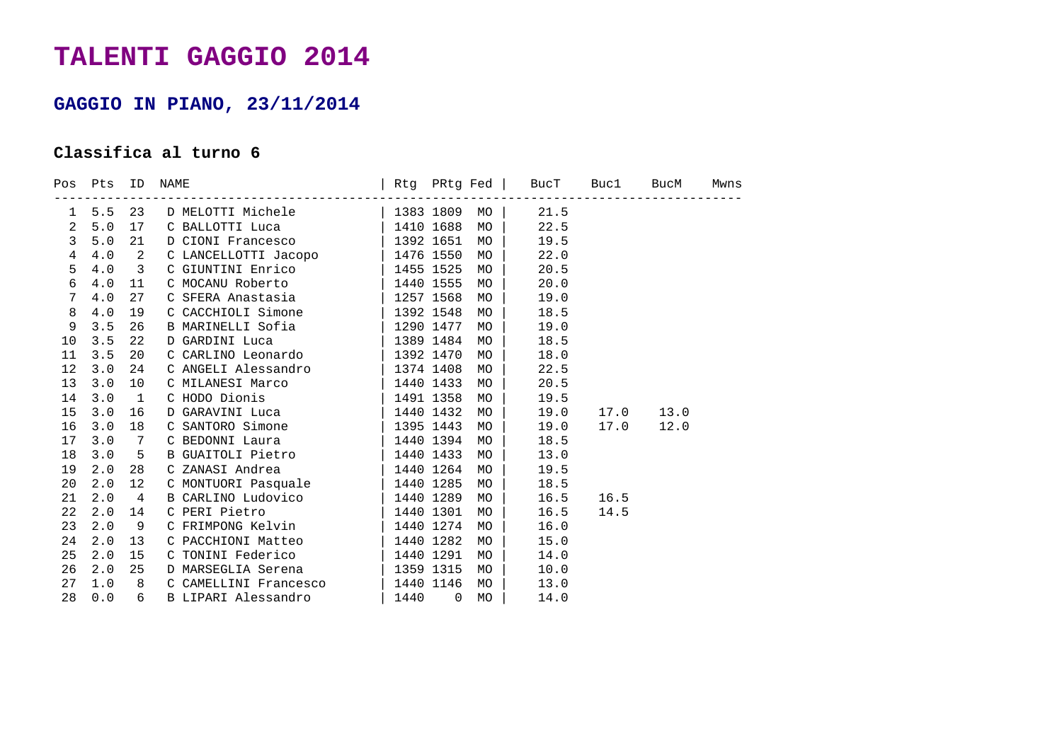# TALENTI GAGGIO 2014

## GAGGIO IN PIANO, 23/11/2014

### Classifica al turno 6

| Pos | Pts | ID | NAME | Rtg | PRtg | Fed | BucT | Buc1 | BucM | Mwns |
|---|---|---|---|---|---|---|---|---|---|---|
| 1 | 5.5 | 23 | D MELOTTI Michele | 1383 | 1809 | MO | 21.5 | | | |
| 2 | 5.0 | 17 | C BALLOTTI Luca | 1410 | 1688 | MO | 22.5 | | | |
| 3 | 5.0 | 21 | D CIONI Francesco | 1392 | 1651 | MO | 19.5 | | | |
| 4 | 4.0 | 2 | C LANCELLOTTI Jacopo | 1476 | 1550 | MO | 22.0 | | | |
| 5 | 4.0 | 3 | C GIUNTINI Enrico | 1455 | 1525 | MO | 20.5 | | | |
| 6 | 4.0 | 11 | C MOCANU Roberto | 1440 | 1555 | MO | 20.0 | | | |
| 7 | 4.0 | 27 | C SFERA Anastasia | 1257 | 1568 | MO | 19.0 | | | |
| 8 | 4.0 | 19 | C CACCHIOLI Simone | 1392 | 1548 | MO | 18.5 | | | |
| 9 | 3.5 | 26 | B MARINELLI Sofia | 1290 | 1477 | MO | 19.0 | | | |
| 10 | 3.5 | 22 | D GARDINI Luca | 1389 | 1484 | MO | 18.5 | | | |
| 11 | 3.5 | 20 | C CARLINO Leonardo | 1392 | 1470 | MO | 18.0 | | | |
| 12 | 3.0 | 24 | C ANGELI Alessandro | 1374 | 1408 | MO | 22.5 | | | |
| 13 | 3.0 | 10 | C MILANESI Marco | 1440 | 1433 | MO | 20.5 | | | |
| 14 | 3.0 | 1 | C HODO Dionis | 1491 | 1358 | MO | 19.5 | | | |
| 15 | 3.0 | 16 | D GARAVINI Luca | 1440 | 1432 | MO | 19.0 | 17.0 | 13.0 | |
| 16 | 3.0 | 18 | C SANTORO Simone | 1395 | 1443 | MO | 19.0 | 17.0 | 12.0 | |
| 17 | 3.0 | 7 | C BEDONNI Laura | 1440 | 1394 | MO | 18.5 | | | |
| 18 | 3.0 | 5 | B GUAITOLI Pietro | 1440 | 1433 | MO | 13.0 | | | |
| 19 | 2.0 | 28 | C ZANASI Andrea | 1440 | 1264 | MO | 19.5 | | | |
| 20 | 2.0 | 12 | C MONTUORI Pasquale | 1440 | 1285 | MO | 18.5 | | | |
| 21 | 2.0 | 4 | B CARLINO Ludovico | 1440 | 1289 | MO | 16.5 | 16.5 | | |
| 22 | 2.0 | 14 | C PERI Pietro | 1440 | 1301 | MO | 16.5 | 14.5 | | |
| 23 | 2.0 | 9 | C FRIMPONG Kelvin | 1440 | 1274 | MO | 16.0 | | | |
| 24 | 2.0 | 13 | C PACCHIONI Matteo | 1440 | 1282 | MO | 15.0 | | | |
| 25 | 2.0 | 15 | C TONINI Federico | 1440 | 1291 | MO | 14.0 | | | |
| 26 | 2.0 | 25 | D MARSEGLIA Serena | 1359 | 1315 | MO | 10.0 | | | |
| 27 | 1.0 | 8 | C CAMELLINI Francesco | 1440 | 1146 | MO | 13.0 | | | |
| 28 | 0.0 | 6 | B LIPARI Alessandro | 1440 | 0 | MO | 14.0 | | | |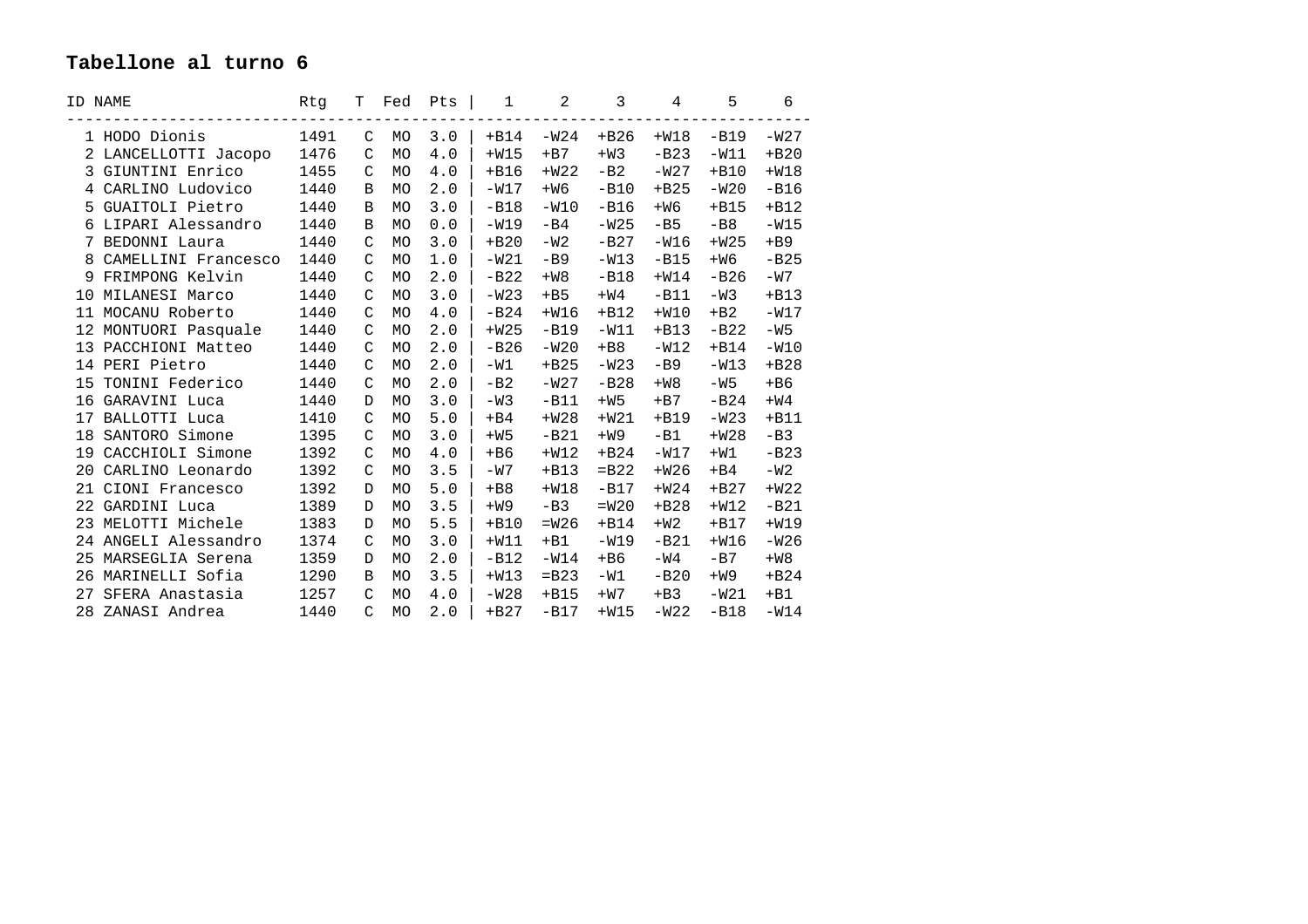**Tabellone al turno 6**

| ID | NAME | Rtg | T | Fed | Pts | 1 | 2 | 3 | 4 | 5 | 6 |
|---|---|---|---|---|---|---|---|---|---|---|---|
| 1 | HODO Dionis | 1491 | C | MO | 3.0 | +B14 | -W24 | +B26 | +W18 | -B19 | -W27 |
| 2 | LANCELLOTTI Jacopo | 1476 | C | MO | 4.0 | +W15 | +B7 | +W3 | -B23 | -W11 | +B20 |
| 3 | GIUNTINI Enrico | 1455 | C | MO | 4.0 | +B16 | +W22 | -B2 | -W27 | +B10 | +W18 |
| 4 | CARLINO Ludovico | 1440 | B | MO | 2.0 | -W17 | +W6 | -B10 | +B25 | -W20 | -B16 |
| 5 | GUAITOLI Pietro | 1440 | B | MO | 3.0 | -B18 | -W10 | -B16 | +W6 | +B15 | +B12 |
| 6 | LIPARI Alessandro | 1440 | B | MO | 0.0 | -W19 | -B4 | -W25 | -B5 | -B8 | -W15 |
| 7 | BEDONNI Laura | 1440 | C | MO | 3.0 | +B20 | -W2 | -B27 | -W16 | +W25 | +B9 |
| 8 | CAMELLINI Francesco | 1440 | C | MO | 1.0 | -W21 | -B9 | -W13 | -B15 | +W6 | -B25 |
| 9 | FRIMPONG Kelvin | 1440 | C | MO | 2.0 | -B22 | +W8 | -B18 | +W14 | -B26 | -W7 |
| 10 | MILANESI Marco | 1440 | C | MO | 3.0 | -W23 | +B5 | +W4 | -B11 | -W3 | +B13 |
| 11 | MOCANU Roberto | 1440 | C | MO | 4.0 | -B24 | +W16 | +B12 | +W10 | +B2 | -W17 |
| 12 | MONTUORI Pasquale | 1440 | C | MO | 2.0 | +W25 | -B19 | -W11 | +B13 | -B22 | -W5 |
| 13 | PACCHIONI Matteo | 1440 | C | MO | 2.0 | -B26 | -W20 | +B8 | -W12 | +B14 | -W10 |
| 14 | PERI Pietro | 1440 | C | MO | 2.0 | -W1 | +B25 | -W23 | -B9 | -W13 | +B28 |
| 15 | TONINI Federico | 1440 | C | MO | 2.0 | -B2 | -W27 | -B28 | +W8 | -W5 | +B6 |
| 16 | GARAVINI Luca | 1440 | D | MO | 3.0 | -W3 | -B11 | +W5 | +B7 | -B24 | +W4 |
| 17 | BALLOTTI Luca | 1410 | C | MO | 5.0 | +B4 | +W28 | +W21 | +B19 | -W23 | +B11 |
| 18 | SANTORO Simone | 1395 | C | MO | 3.0 | +W5 | -B21 | +W9 | -B1 | +W28 | -B3 |
| 19 | CACCHIOLI Simone | 1392 | C | MO | 4.0 | +B6 | +W12 | +B24 | -W17 | +W1 | -B23 |
| 20 | CARLINO Leonardo | 1392 | C | MO | 3.5 | -W7 | +B13 | =B22 | +W26 | +B4 | -W2 |
| 21 | CIONI Francesco | 1392 | D | MO | 5.0 | +B8 | +W18 | -B17 | +W24 | +B27 | +W22 |
| 22 | GARDINI Luca | 1389 | D | MO | 3.5 | +W9 | -B3 | =W20 | +B28 | +W12 | -B21 |
| 23 | MELOTTI Michele | 1383 | D | MO | 5.5 | +B10 | =W26 | +B14 | +W2 | +B17 | +W19 |
| 24 | ANGELI Alessandro | 1374 | C | MO | 3.0 | +W11 | +B1 | -W19 | -B21 | +W16 | -W26 |
| 25 | MARSEGLIA Serena | 1359 | D | MO | 2.0 | -B12 | -W14 | +B6 | -W4 | -B7 | +W8 |
| 26 | MARINELLI Sofia | 1290 | B | MO | 3.5 | +W13 | =B23 | -W1 | -B20 | +W9 | +B24 |
| 27 | SFERA Anastasia | 1257 | C | MO | 4.0 | -W28 | +B15 | +W7 | +B3 | -W21 | +B1 |
| 28 | ZANASI Andrea | 1440 | C | MO | 2.0 | +B27 | -B17 | +W15 | -W22 | -B18 | -W14 |